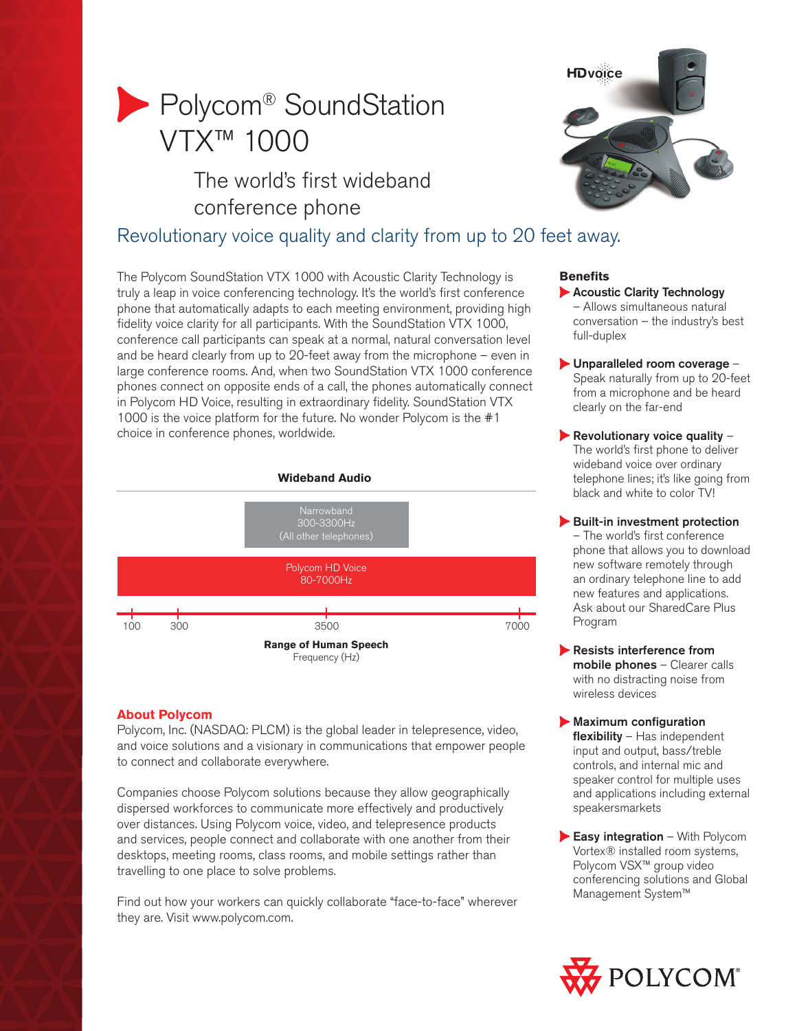# Polycom® SoundStation VTX™ 1000

## The world's first wideband conference phone

### Revolutionary voice quality and clarity from up to 20 feet away.

The Polycom SoundStation VTX 1000 with Acoustic Clarity Technology is truly a leap in voice conferencing technology. It's the world's first conference phone that automatically adapts to each meeting environment, providing high fidelity voice clarity for all participants. With the SoundStation VTX 1000, conference call participants can speak at a normal, natural conversation level and be heard clearly from up to 20-feet away from the microphone – even in large conference rooms. And, when two SoundStation VTX 1000 conference phones connect on opposite ends of a call, the phones automatically connect in Polycom HD Voice, resulting in extraordinary fidelity. SoundStation VTX 1000 is the voice platform for the future. No wonder Polycom is the #1 choice in conference phones, worldwide.

**Wideband Audio**

Narrowband
300-3300Hz
(All other telephones)

Polycom HD Voice
80-7000Hz

100 | 300 | 3500 | 7000

**Range of Human Speech**
Frequency (Hz)

### About Polycom

Polycom, Inc. (NASDAQ: PLCM) is the global leader in telepresence, video, and voice solutions and a visionary in communications that empower people to connect and collaborate everywhere.

Companies choose Polycom solutions because they allow geographically dispersed workforces to communicate more effectively and productively over distances. Using Polycom voice, video, and telepresence products and services, people connect and collaborate with one another from their desktops, meeting rooms, class rooms, and mobile settings rather than travelling to one place to solve problems.

Find out how your workers can quickly collaborate "face-to-face" wherever they are. Visit www.polycom.com.

### Benefits

- **Acoustic Clarity Technology** – Allows simultaneous natural conversation – the industry's best full-duplex
- **Unparalleled room coverage** – Speak naturally from up to 20-feet from a microphone and be heard clearly on the far-end
- **Revolutionary voice quality** – The world's first phone to deliver wideband voice over ordinary telephone lines; it's like going from black and white to color TV!
- **Built-in investment protection** – The world's first conference phone that allows you to download new software remotely through an ordinary telephone line to add new features and applications. Ask about our SharedCare Plus Program
- **Resists interference from mobile phones** – Clearer calls with no distracting noise from wireless devices
- **Maximum configuration flexibility** – Has independent input and output, bass/treble controls, and internal mic and speaker control for multiple uses and applications including external speakersmarkets
- **Easy integration** – With Polycom Vortex® installed room systems, Polycom VSX™ group video conferencing solutions and Global Management System™

POLYCOM®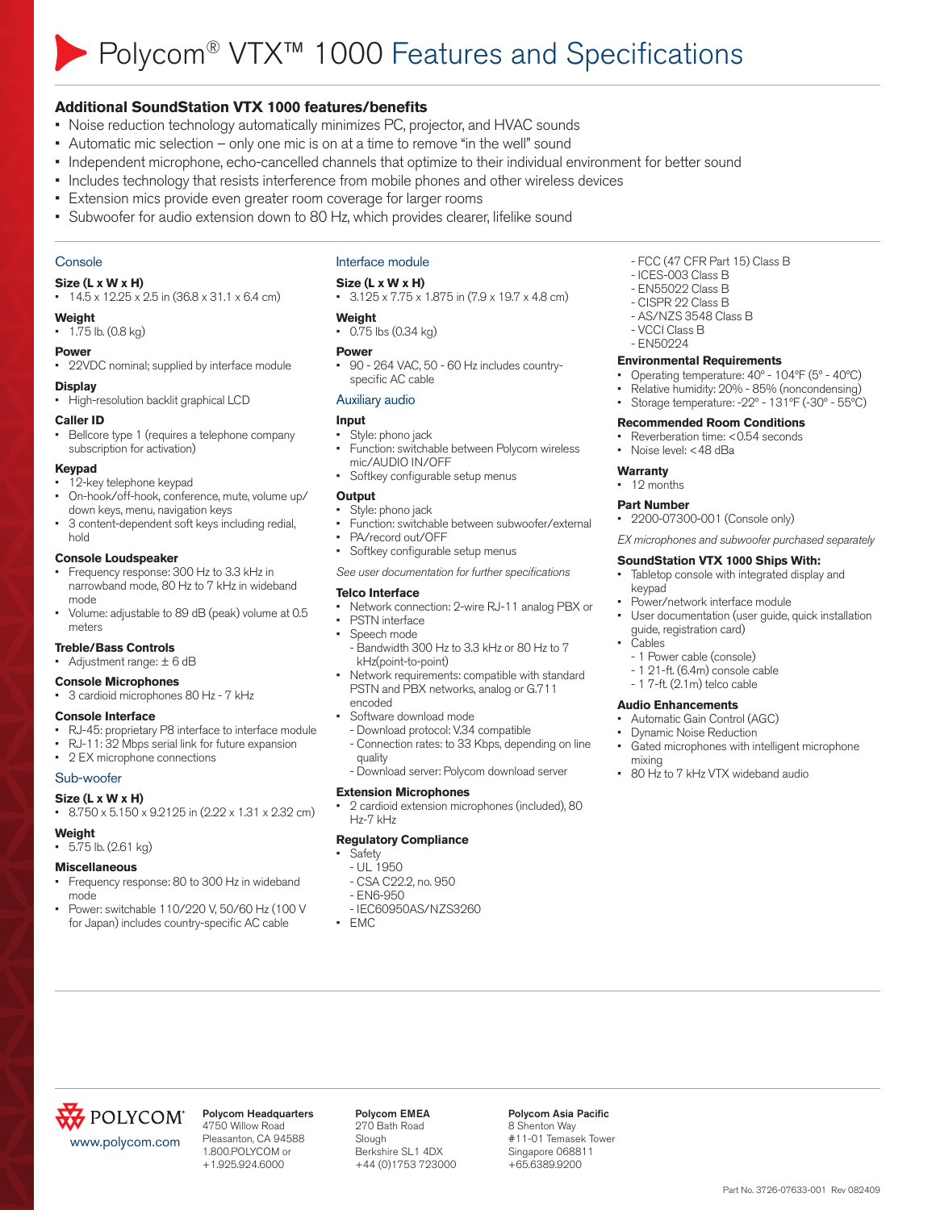# Polycom® VTX™ 1000 Features and Specifications

## Additional SoundStation VTX 1000 features/benefits

- Noise reduction technology automatically minimizes PC, projector, and HVAC sounds
- Automatic mic selection – only one mic is on at a time to remove "in the well" sound
- Independent microphone, echo-cancelled channels that optimize to their individual environment for better sound
- Includes technology that resists interference from mobile phones and other wireless devices
- Extension mics provide even greater room coverage for larger rooms
- Subwoofer for audio extension down to 80 Hz, which provides clearer, lifelike sound

## Console

**Size (L x W x H)**
- 14.5 x 12.25 x 2.5 in (36.8 x 31.1 x 6.4 cm)

**Weight**
- 1.75 lb. (0.8 kg)

**Power**
- 22VDC nominal; supplied by interface module

**Display**
- High-resolution backlit graphical LCD

**Caller ID**
- Bellcore type 1 (requires a telephone company subscription for activation)

**Keypad**
- 12-key telephone keypad
- On-hook/off-hook, conference, mute, volume up/down keys, menu, navigation keys
- 3 content-dependent soft keys including redial, hold

**Console Loudspeaker**
- Frequency response: 300 Hz to 3.3 kHz in narrowband mode, 80 Hz to 7 kHz in wideband mode
- Volume: adjustable to 89 dB (peak) volume at 0.5 meters

**Treble/Bass Controls**
- Adjustment range: ± 6 dB

**Console Microphones**
- 3 cardioid microphones 80 Hz - 7 kHz

**Console Interface**
- RJ-45: proprietary P8 interface to interface module
- RJ-11: 32 Mbps serial link for future expansion
- 2 EX microphone connections

## Sub-woofer

**Size (L x W x H)**
- 8.750 x 5.150 x 9.2125 in (2.22 x 1.31 x 2.32 cm)

**Weight**
- 5.75 lb. (2.61 kg)

**Miscellaneous**
- Frequency response: 80 to 300 Hz in wideband mode
- Power: switchable 110/220 V, 50/60 Hz (100 V for Japan) includes country-specific AC cable

## Interface module

**Size (L x W x H)**
- 3.125 x 7.75 x 1.875 in (7.9 x 19.7 x 4.8 cm)

**Weight**
- 0.75 lbs (0.34 kg)

**Power**
- 90 - 264 VAC, 50 - 60 Hz includes country-specific AC cable

## Auxiliary audio

**Input**
- Style: phono jack
- Function: switchable between Polycom wireless mic/AUDIO IN/OFF
- Softkey configurable setup menus

**Output**
- Style: phono jack
- Function: switchable between subwoofer/external
- PA/record out/OFF
- Softkey configurable setup menus

*See user documentation for further specifications*

**Telco Interface**
- Network connection: 2-wire RJ-11 analog PBX or
- PSTN interface
- Speech mode
  - Bandwidth 300 Hz to 3.3 kHz or 80 Hz to 7 kHz(point-to-point)
- Network requirements: compatible with standard PSTN and PBX networks, analog or G.711 encoded
- Software download mode
  - Download protocol: V.34 compatible
  - Connection rates: to 33 Kbps, depending on line quality
  - Download server: Polycom download server

**Extension Microphones**
- 2 cardioid extension microphones (included), 80 Hz-7 kHz

**Regulatory Compliance**
- Safety
  - UL 1950
  - CSA C22.2, no. 950
  - EN6-950
  - IEC60950AS/NZS3260
- EMC
  - FCC (47 CFR Part 15) Class B
  - ICES-003 Class B
  - EN55022 Class B
  - CISPR 22 Class B
  - AS/NZS 3548 Class B
  - VCCI Class B
  - EN50224

**Environmental Requirements**
- Operating temperature: 40° - 104°F (5° - 40°C)
- Relative humidity: 20% - 85% (noncondensing)
- Storage temperature: -22° - 131°F (-30° - 55°C)

**Recommended Room Conditions**
- Reverberation time: <0.54 seconds
- Noise level: <48 dBa

**Warranty**
- 12 months

**Part Number**
- 2200-07300-001 (Console only)

*EX microphones and subwoofer purchased separately*

**SoundStation VTX 1000 Ships With:**
- Tabletop console with integrated display and keypad
- Power/network interface module
- User documentation (user guide, quick installation guide, registration card)
- Cables
  - 1 Power cable (console)
  - 1 21-ft. (6.4m) console cable
  - 1 7-ft. (2.1m) telco cable

**Audio Enhancements**
- Automatic Gain Control (AGC)
- Dynamic Noise Reduction
- Gated microphones with intelligent microphone mixing
- 80 Hz to 7 kHz VTX wideband audio

POLYCOM
www.polycom.com

**Polycom Headquarters**
4750 Willow Road
Pleasanton, CA 94588
1.800.POLYCOM or
+1.925.924.6000

**Polycom EMEA**
270 Bath Road
Slough
Berkshire SL1 4DX
+44 (0)1753 723000

**Polycom Asia Pacific**
8 Shenton Way
#11-01 Temasek Tower
Singapore 068811
+65.6389.9200

Part No. 3726-07633-001 Rev 082409